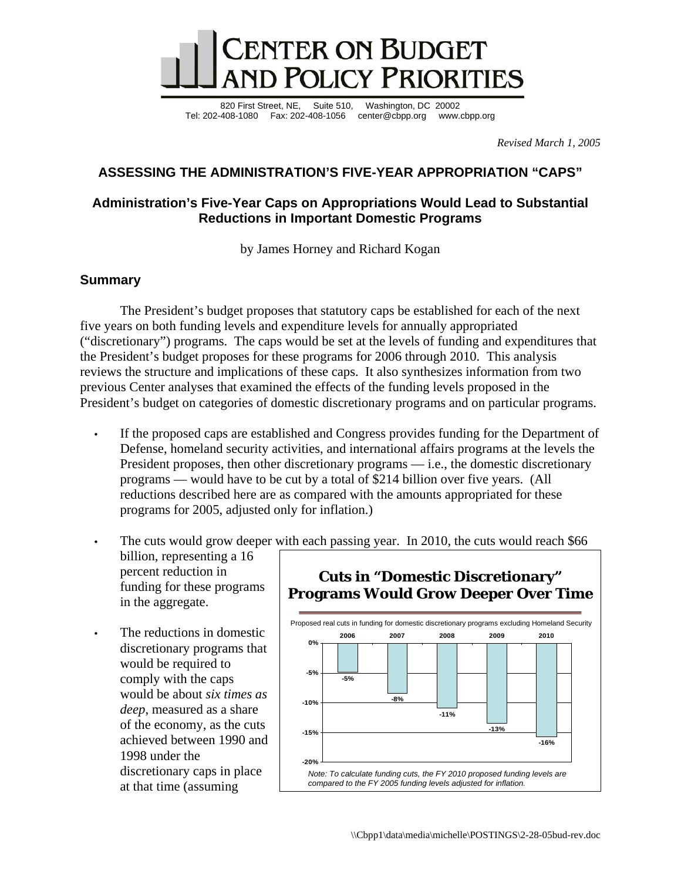# CENTER ON BUDGET AND POLICY PRIORITIES

820 First Street, NE, Suite 510, Washington, DC 20002
Tel: 202-408-1080 Fax: 202-408-1056 center@cbpp.org www.cbpp.org

*Revised March 1, 2005*

## ASSESSING THE ADMINISTRATION'S FIVE-YEAR APPROPRIATION "CAPS"

### Administration's Five-Year Caps on Appropriations Would Lead to Substantial Reductions in Important Domestic Programs

by James Horney and Richard Kogan

## Summary

The President's budget proposes that statutory caps be established for each of the next five years on both funding levels and expenditure levels for annually appropriated ("discretionary") programs. The caps would be set at the levels of funding and expenditures that the President's budget proposes for these programs for 2006 through 2010. This analysis reviews the structure and implications of these caps. It also synthesizes information from two previous Center analyses that examined the effects of the funding levels proposed in the President's budget on categories of domestic discretionary programs and on particular programs.

- If the proposed caps are established and Congress provides funding for the Department of Defense, homeland security activities, and international affairs programs at the levels the President proposes, then other discretionary programs — i.e., the domestic discretionary programs — would have to be cut by a total of $214 billion over five years. (All reductions described here are as compared with the amounts appropriated for these programs for 2005, adjusted only for inflation.)

- The cuts would grow deeper with each passing year. In 2010, the cuts would reach $66 billion, representing a 16 percent reduction in funding for these programs in the aggregate.

- The reductions in domestic discretionary programs that would be required to comply with the caps would be about *six times as deep*, measured as a share of the economy, as the cuts achieved between 1990 and 1998 under the discretionary caps in place at that time (assuming

**Cuts in "Domestic Discretionary" Programs Would Grow Deeper Over Time**

Proposed real cuts in funding for domestic discretionary programs excluding Homeland Security

| 2006 | 2007 | 2008 | 2009 | 2010 |
|---|---|---|---|---|
| -5% | -8% | -11% | -13% | -16% |

*Note: To calculate funding cuts, the FY 2010 proposed funding levels are compared to the FY 2005 funding levels adjusted for inflation.*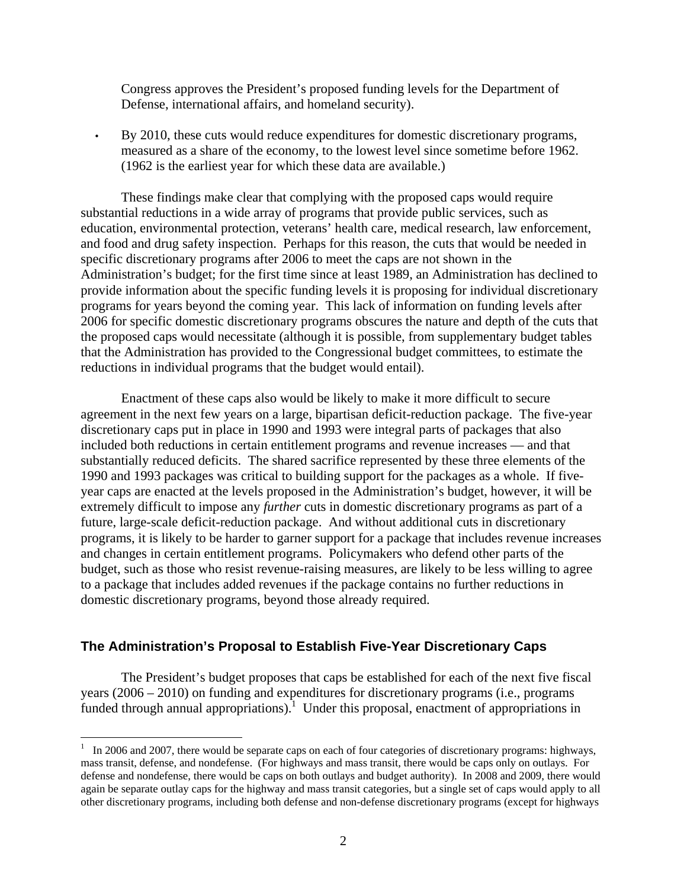Congress approves the President's proposed funding levels for the Department of Defense, international affairs, and homeland security).

- By 2010, these cuts would reduce expenditures for domestic discretionary programs, measured as a share of the economy, to the lowest level since sometime before 1962. (1962 is the earliest year for which these data are available.)

These findings make clear that complying with the proposed caps would require substantial reductions in a wide array of programs that provide public services, such as education, environmental protection, veterans' health care, medical research, law enforcement, and food and drug safety inspection. Perhaps for this reason, the cuts that would be needed in specific discretionary programs after 2006 to meet the caps are not shown in the Administration's budget; for the first time since at least 1989, an Administration has declined to provide information about the specific funding levels it is proposing for individual discretionary programs for years beyond the coming year. This lack of information on funding levels after 2006 for specific domestic discretionary programs obscures the nature and depth of the cuts that the proposed caps would necessitate (although it is possible, from supplementary budget tables that the Administration has provided to the Congressional budget committees, to estimate the reductions in individual programs that the budget would entail).

Enactment of these caps also would be likely to make it more difficult to secure agreement in the next few years on a large, bipartisan deficit-reduction package. The five-year discretionary caps put in place in 1990 and 1993 were integral parts of packages that also included both reductions in certain entitlement programs and revenue increases — and that substantially reduced deficits. The shared sacrifice represented by these three elements of the 1990 and 1993 packages was critical to building support for the packages as a whole. If five-year caps are enacted at the levels proposed in the Administration's budget, however, it will be extremely difficult to impose any *further* cuts in domestic discretionary programs as part of a future, large-scale deficit-reduction package. And without additional cuts in discretionary programs, it is likely to be harder to garner support for a package that includes revenue increases and changes in certain entitlement programs. Policymakers who defend other parts of the budget, such as those who resist revenue-raising measures, are likely to be less willing to agree to a package that includes added revenues if the package contains no further reductions in domestic discretionary programs, beyond those already required.

## The Administration's Proposal to Establish Five-Year Discretionary Caps

The President's budget proposes that caps be established for each of the next five fiscal years (2006 – 2010) on funding and expenditures for discretionary programs (i.e., programs funded through annual appropriations).[1] Under this proposal, enactment of appropriations in

[1] In 2006 and 2007, there would be separate caps on each of four categories of discretionary programs: highways, mass transit, defense, and nondefense. (For highways and mass transit, there would be caps only on outlays. For defense and nondefense, there would be caps on both outlays and budget authority). In 2008 and 2009, there would again be separate outlay caps for the highway and mass transit categories, but a single set of caps would apply to all other discretionary programs, including both defense and non-defense discretionary programs (except for highways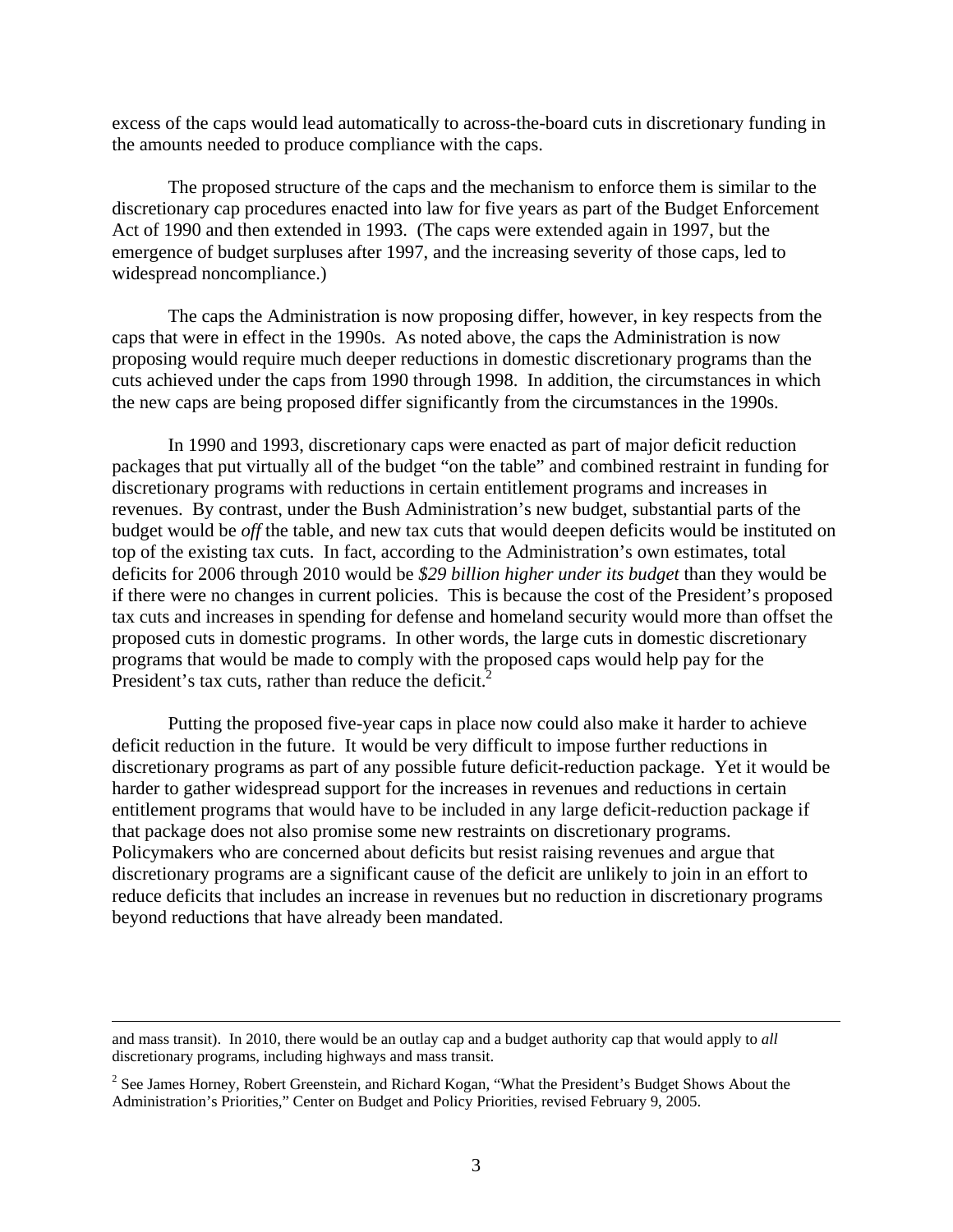excess of the caps would lead automatically to across-the-board cuts in discretionary funding in the amounts needed to produce compliance with the caps.

The proposed structure of the caps and the mechanism to enforce them is similar to the discretionary cap procedures enacted into law for five years as part of the Budget Enforcement Act of 1990 and then extended in 1993. (The caps were extended again in 1997, but the emergence of budget surpluses after 1997, and the increasing severity of those caps, led to widespread noncompliance.)

The caps the Administration is now proposing differ, however, in key respects from the caps that were in effect in the 1990s. As noted above, the caps the Administration is now proposing would require much deeper reductions in domestic discretionary programs than the cuts achieved under the caps from 1990 through 1998. In addition, the circumstances in which the new caps are being proposed differ significantly from the circumstances in the 1990s.

In 1990 and 1993, discretionary caps were enacted as part of major deficit reduction packages that put virtually all of the budget "on the table" and combined restraint in funding for discretionary programs with reductions in certain entitlement programs and increases in revenues. By contrast, under the Bush Administration's new budget, substantial parts of the budget would be *off* the table, and new tax cuts that would deepen deficits would be instituted on top of the existing tax cuts. In fact, according to the Administration's own estimates, total deficits for 2006 through 2010 would be *$29 billion higher under its budget* than they would be if there were no changes in current policies. This is because the cost of the President's proposed tax cuts and increases in spending for defense and homeland security would more than offset the proposed cuts in domestic programs. In other words, the large cuts in domestic discretionary programs that would be made to comply with the proposed caps would help pay for the President's tax cuts, rather than reduce the deficit.[2]

Putting the proposed five-year caps in place now could also make it harder to achieve deficit reduction in the future. It would be very difficult to impose further reductions in discretionary programs as part of any possible future deficit-reduction package. Yet it would be harder to gather widespread support for the increases in revenues and reductions in certain entitlement programs that would have to be included in any large deficit-reduction package if that package does not also promise some new restraints on discretionary programs. Policymakers who are concerned about deficits but resist raising revenues and argue that discretionary programs are a significant cause of the deficit are unlikely to join in an effort to reduce deficits that includes an increase in revenues but no reduction in discretionary programs beyond reductions that have already been mandated.

---

and mass transit). In 2010, there would be an outlay cap and a budget authority cap that would apply to *all* discretionary programs, including highways and mass transit.

[2] See James Horney, Robert Greenstein, and Richard Kogan, "What the President's Budget Shows About the Administration's Priorities," Center on Budget and Policy Priorities, revised February 9, 2005.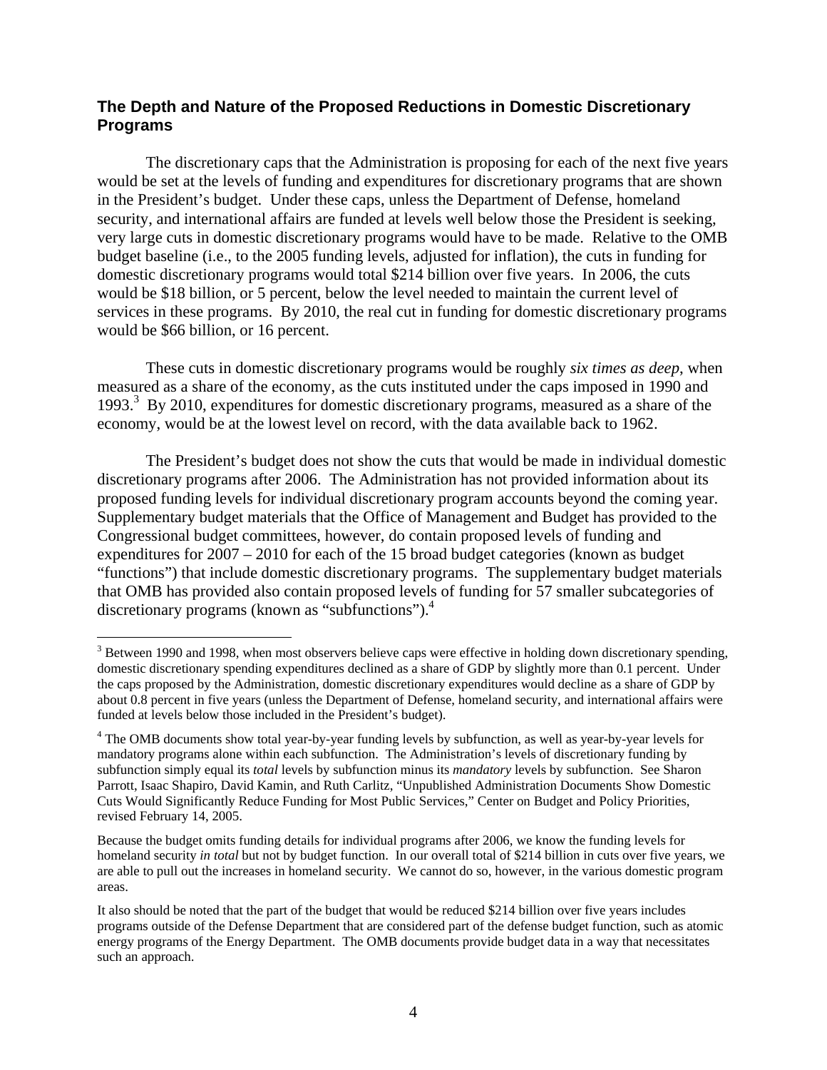## The Depth and Nature of the Proposed Reductions in Domestic Discretionary Programs

The discretionary caps that the Administration is proposing for each of the next five years would be set at the levels of funding and expenditures for discretionary programs that are shown in the President's budget. Under these caps, unless the Department of Defense, homeland security, and international affairs are funded at levels well below those the President is seeking, very large cuts in domestic discretionary programs would have to be made. Relative to the OMB budget baseline (i.e., to the 2005 funding levels, adjusted for inflation), the cuts in funding for domestic discretionary programs would total \$214 billion over five years. In 2006, the cuts would be \$18 billion, or 5 percent, below the level needed to maintain the current level of services in these programs. By 2010, the real cut in funding for domestic discretionary programs would be \$66 billion, or 16 percent.

These cuts in domestic discretionary programs would be roughly *six times as deep*, when measured as a share of the economy, as the cuts instituted under the caps imposed in 1990 and 1993.[3] By 2010, expenditures for domestic discretionary programs, measured as a share of the economy, would be at the lowest level on record, with the data available back to 1962.

The President's budget does not show the cuts that would be made in individual domestic discretionary programs after 2006. The Administration has not provided information about its proposed funding levels for individual discretionary program accounts beyond the coming year. Supplementary budget materials that the Office of Management and Budget has provided to the Congressional budget committees, however, do contain proposed levels of funding and expenditures for 2007 – 2010 for each of the 15 broad budget categories (known as budget "functions") that include domestic discretionary programs. The supplementary budget materials that OMB has provided also contain proposed levels of funding for 57 smaller subcategories of discretionary programs (known as "subfunctions").[4]

---

[3] Between 1990 and 1998, when most observers believe caps were effective in holding down discretionary spending, domestic discretionary spending expenditures declined as a share of GDP by slightly more than 0.1 percent. Under the caps proposed by the Administration, domestic discretionary expenditures would decline as a share of GDP by about 0.8 percent in five years (unless the Department of Defense, homeland security, and international affairs were funded at levels below those included in the President's budget).

[4] The OMB documents show total year-by-year funding levels by subfunction, as well as year-by-year levels for mandatory programs alone within each subfunction. The Administration's levels of discretionary funding by subfunction simply equal its *total* levels by subfunction minus its *mandatory* levels by subfunction. See Sharon Parrott, Isaac Shapiro, David Kamin, and Ruth Carlitz, "Unpublished Administration Documents Show Domestic Cuts Would Significantly Reduce Funding for Most Public Services," Center on Budget and Policy Priorities, revised February 14, 2005.

Because the budget omits funding details for individual programs after 2006, we know the funding levels for homeland security *in total* but not by budget function. In our overall total of \$214 billion in cuts over five years, we are able to pull out the increases in homeland security. We cannot do so, however, in the various domestic program areas.

It also should be noted that the part of the budget that would be reduced \$214 billion over five years includes programs outside of the Defense Department that are considered part of the defense budget function, such as atomic energy programs of the Energy Department. The OMB documents provide budget data in a way that necessitates such an approach.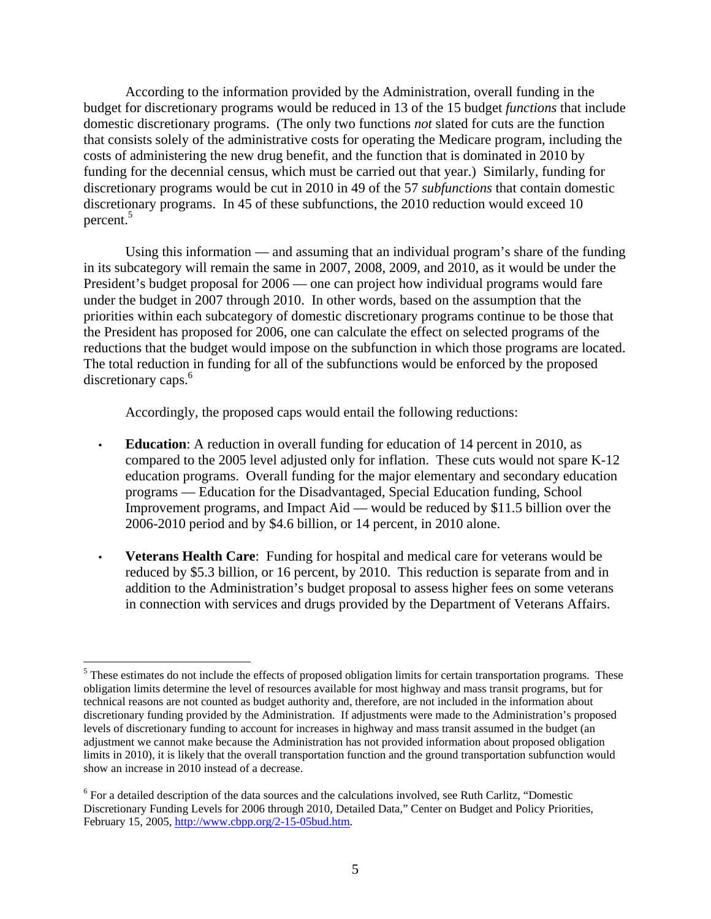According to the information provided by the Administration, overall funding in the budget for discretionary programs would be reduced in 13 of the 15 budget *functions* that include domestic discretionary programs. (The only two functions *not* slated for cuts are the function that consists solely of the administrative costs for operating the Medicare program, including the costs of administering the new drug benefit, and the function that is dominated in 2010 by funding for the decennial census, which must be carried out that year.) Similarly, funding for discretionary programs would be cut in 2010 in 49 of the 57 *subfunctions* that contain domestic discretionary programs. In 45 of these subfunctions, the 2010 reduction would exceed 10 percent.[5]

Using this information — and assuming that an individual program's share of the funding in its subcategory will remain the same in 2007, 2008, 2009, and 2010, as it would be under the President's budget proposal for 2006 — one can project how individual programs would fare under the budget in 2007 through 2010. In other words, based on the assumption that the priorities within each subcategory of domestic discretionary programs continue to be those that the President has proposed for 2006, one can calculate the effect on selected programs of the reductions that the budget would impose on the subfunction in which those programs are located. The total reduction in funding for all of the subfunctions would be enforced by the proposed discretionary caps.[6]

Accordingly, the proposed caps would entail the following reductions:

- **Education**: A reduction in overall funding for education of 14 percent in 2010, as compared to the 2005 level adjusted only for inflation. These cuts would not spare K-12 education programs. Overall funding for the major elementary and secondary education programs — Education for the Disadvantaged, Special Education funding, School Improvement programs, and Impact Aid — would be reduced by $11.5 billion over the 2006-2010 period and by $4.6 billion, or 14 percent, in 2010 alone.

- **Veterans Health Care**: Funding for hospital and medical care for veterans would be reduced by $5.3 billion, or 16 percent, by 2010. This reduction is separate from and in addition to the Administration's budget proposal to assess higher fees on some veterans in connection with services and drugs provided by the Department of Veterans Affairs.

---

[5] These estimates do not include the effects of proposed obligation limits for certain transportation programs. These obligation limits determine the level of resources available for most highway and mass transit programs, but for technical reasons are not counted as budget authority and, therefore, are not included in the information about discretionary funding provided by the Administration. If adjustments were made to the Administration's proposed levels of discretionary funding to account for increases in highway and mass transit assumed in the budget (an adjustment we cannot make because the Administration has not provided information about proposed obligation limits in 2010), it is likely that the overall transportation function and the ground transportation subfunction would show an increase in 2010 instead of a decrease.

[6] For a detailed description of the data sources and the calculations involved, see Ruth Carlitz, "Domestic Discretionary Funding Levels for 2006 through 2010, Detailed Data," Center on Budget and Policy Priorities, February 15, 2005, http://www.cbpp.org/2-15-05bud.htm.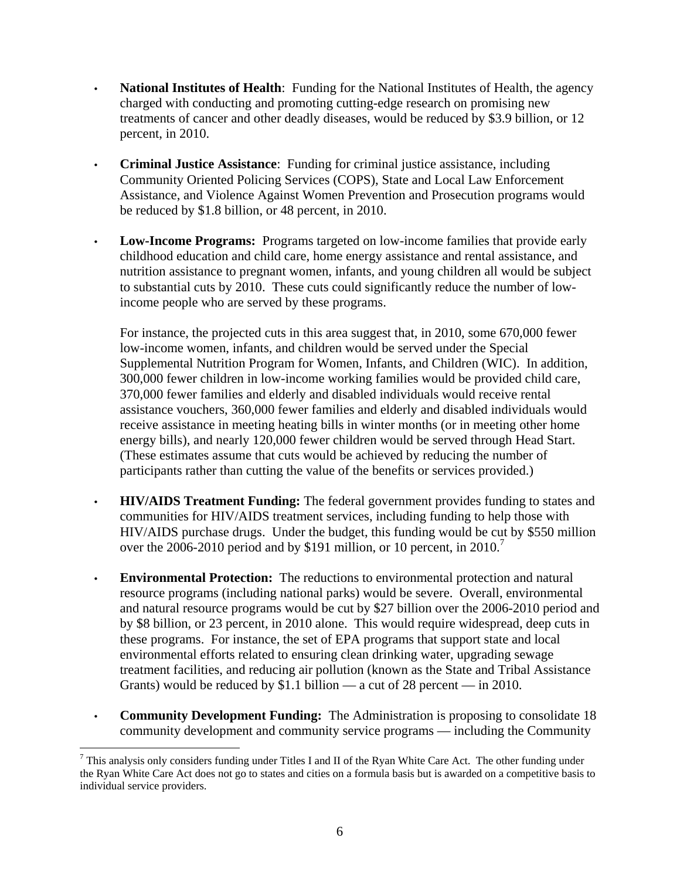- **National Institutes of Health**: Funding for the National Institutes of Health, the agency charged with conducting and promoting cutting-edge research on promising new treatments of cancer and other deadly diseases, would be reduced by $3.9 billion, or 12 percent, in 2010.

- **Criminal Justice Assistance**: Funding for criminal justice assistance, including Community Oriented Policing Services (COPS), State and Local Law Enforcement Assistance, and Violence Against Women Prevention and Prosecution programs would be reduced by $1.8 billion, or 48 percent, in 2010.

- **Low-Income Programs:** Programs targeted on low-income families that provide early childhood education and child care, home energy assistance and rental assistance, and nutrition assistance to pregnant women, infants, and young children all would be subject to substantial cuts by 2010. These cuts could significantly reduce the number of low-income people who are served by these programs.

  For instance, the projected cuts in this area suggest that, in 2010, some 670,000 fewer low-income women, infants, and children would be served under the Special Supplemental Nutrition Program for Women, Infants, and Children (WIC). In addition, 300,000 fewer children in low-income working families would be provided child care, 370,000 fewer families and elderly and disabled individuals would receive rental assistance vouchers, 360,000 fewer families and elderly and disabled individuals would receive assistance in meeting heating bills in winter months (or in meeting other home energy bills), and nearly 120,000 fewer children would be served through Head Start. (These estimates assume that cuts would be achieved by reducing the number of participants rather than cutting the value of the benefits or services provided.)

- **HIV/AIDS Treatment Funding:** The federal government provides funding to states and communities for HIV/AIDS treatment services, including funding to help those with HIV/AIDS purchase drugs. Under the budget, this funding would be cut by $550 million over the 2006-2010 period and by $191 million, or 10 percent, in 2010.[7]

- **Environmental Protection:** The reductions to environmental protection and natural resource programs (including national parks) would be severe. Overall, environmental and natural resource programs would be cut by $27 billion over the 2006-2010 period and by $8 billion, or 23 percent, in 2010 alone. This would require widespread, deep cuts in these programs. For instance, the set of EPA programs that support state and local environmental efforts related to ensuring clean drinking water, upgrading sewage treatment facilities, and reducing air pollution (known as the State and Tribal Assistance Grants) would be reduced by $1.1 billion — a cut of 28 percent — in 2010.

- **Community Development Funding:** The Administration is proposing to consolidate 18 community development and community service programs — including the Community

[7] This analysis only considers funding under Titles I and II of the Ryan White Care Act. The other funding under the Ryan White Care Act does not go to states and cities on a formula basis but is awarded on a competitive basis to individual service providers.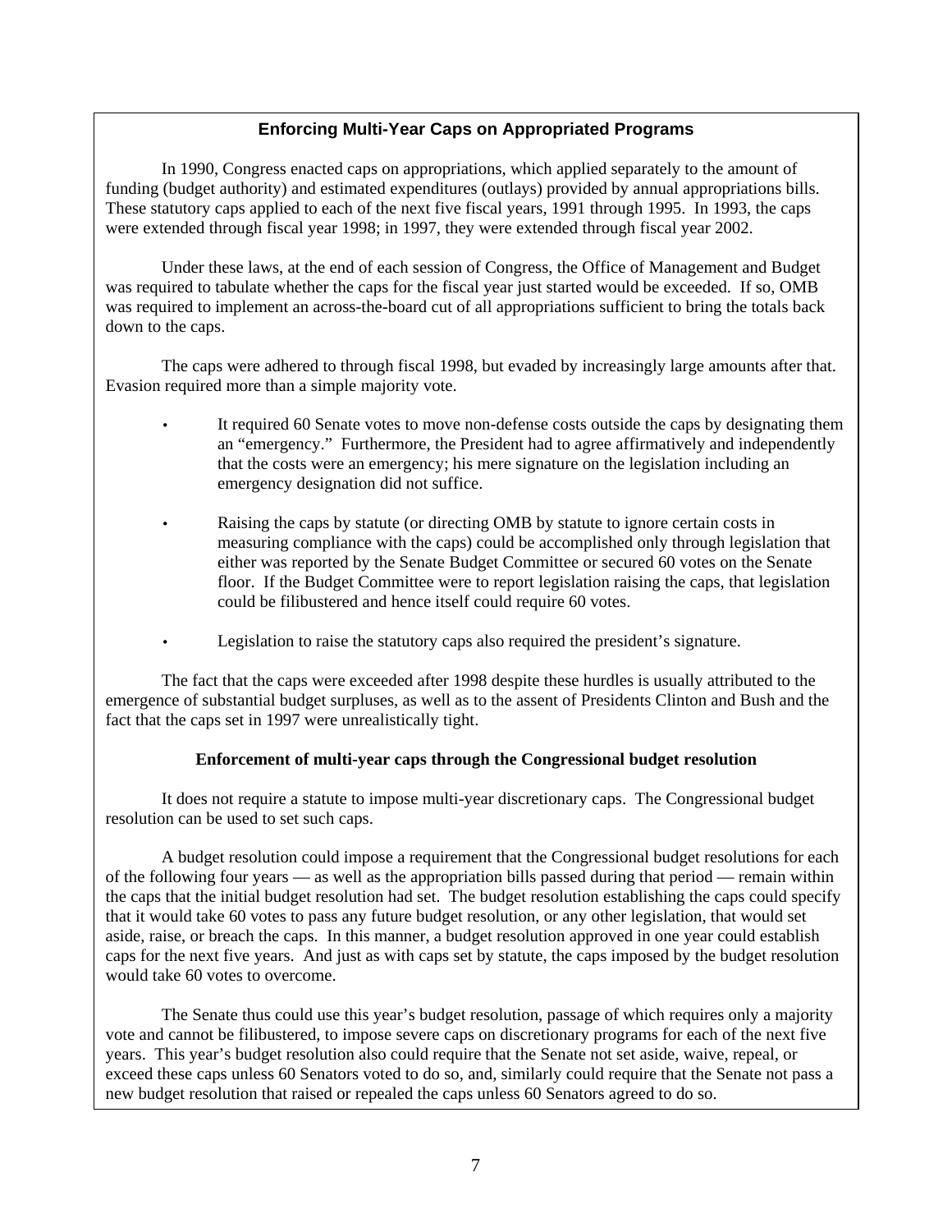## Enforcing Multi-Year Caps on Appropriated Programs

In 1990, Congress enacted caps on appropriations, which applied separately to the amount of funding (budget authority) and estimated expenditures (outlays) provided by annual appropriations bills. These statutory caps applied to each of the next five fiscal years, 1991 through 1995. In 1993, the caps were extended through fiscal year 1998; in 1997, they were extended through fiscal year 2002.

Under these laws, at the end of each session of Congress, the Office of Management and Budget was required to tabulate whether the caps for the fiscal year just started would be exceeded. If so, OMB was required to implement an across-the-board cut of all appropriations sufficient to bring the totals back down to the caps.

The caps were adhered to through fiscal 1998, but evaded by increasingly large amounts after that. Evasion required more than a simple majority vote.

- It required 60 Senate votes to move non-defense costs outside the caps by designating them an "emergency." Furthermore, the President had to agree affirmatively and independently that the costs were an emergency; his mere signature on the legislation including an emergency designation did not suffice.
- Raising the caps by statute (or directing OMB by statute to ignore certain costs in measuring compliance with the caps) could be accomplished only through legislation that either was reported by the Senate Budget Committee or secured 60 votes on the Senate floor. If the Budget Committee were to report legislation raising the caps, that legislation could be filibustered and hence itself could require 60 votes.
- Legislation to raise the statutory caps also required the president's signature.

The fact that the caps were exceeded after 1998 despite these hurdles is usually attributed to the emergence of substantial budget surpluses, as well as to the assent of Presidents Clinton and Bush and the fact that the caps set in 1997 were unrealistically tight.

### Enforcement of multi-year caps through the Congressional budget resolution

It does not require a statute to impose multi-year discretionary caps. The Congressional budget resolution can be used to set such caps.

A budget resolution could impose a requirement that the Congressional budget resolutions for each of the following four years — as well as the appropriation bills passed during that period — remain within the caps that the initial budget resolution had set. The budget resolution establishing the caps could specify that it would take 60 votes to pass any future budget resolution, or any other legislation, that would set aside, raise, or breach the caps. In this manner, a budget resolution approved in one year could establish caps for the next five years. And just as with caps set by statute, the caps imposed by the budget resolution would take 60 votes to overcome.

The Senate thus could use this year's budget resolution, passage of which requires only a majority vote and cannot be filibustered, to impose severe caps on discretionary programs for each of the next five years. This year's budget resolution also could require that the Senate not set aside, waive, repeal, or exceed these caps unless 60 Senators voted to do so, and, similarly could require that the Senate not pass a new budget resolution that raised or repealed the caps unless 60 Senators agreed to do so.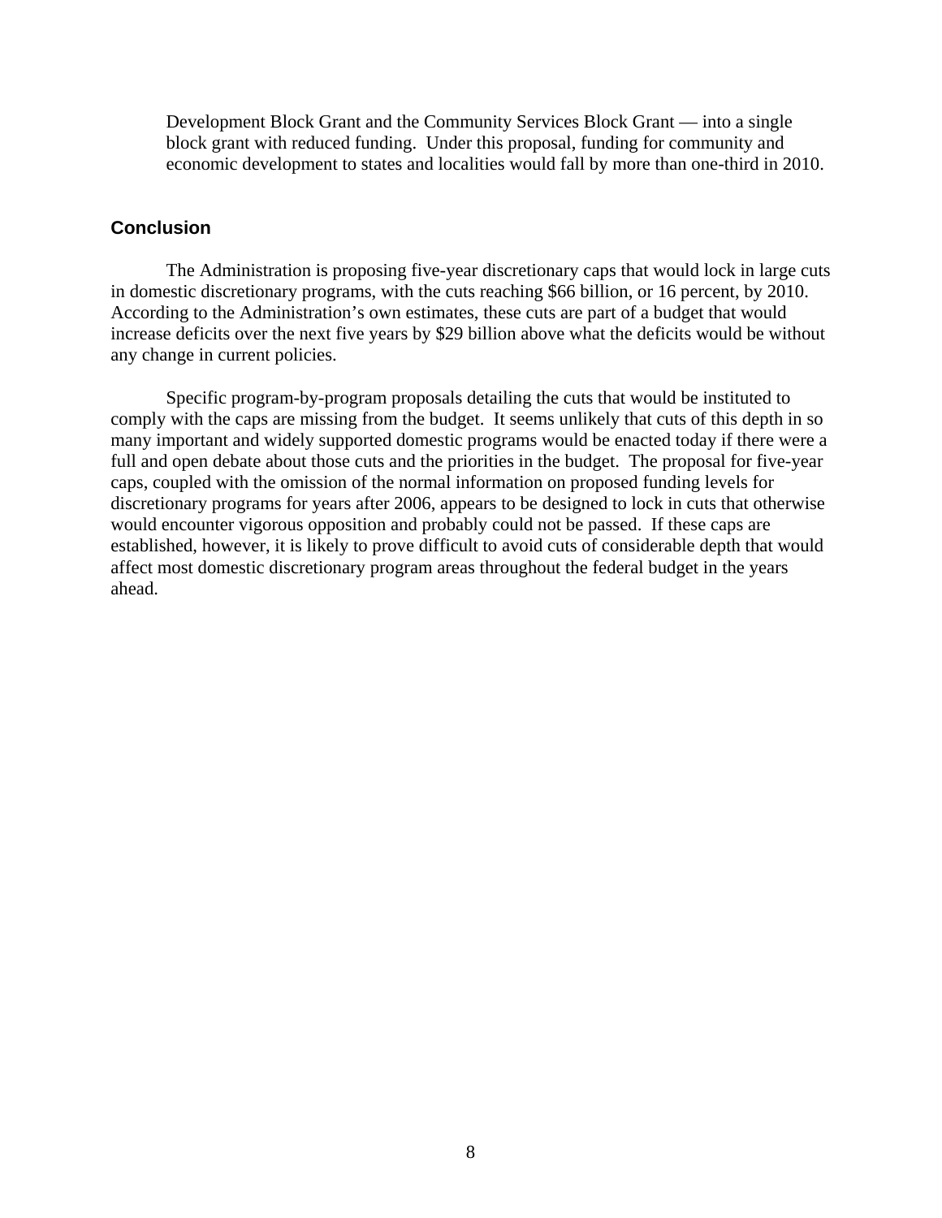Development Block Grant and the Community Services Block Grant — into a single block grant with reduced funding. Under this proposal, funding for community and economic development to states and localities would fall by more than one-third in 2010.

## Conclusion

The Administration is proposing five-year discretionary caps that would lock in large cuts in domestic discretionary programs, with the cuts reaching $66 billion, or 16 percent, by 2010. According to the Administration's own estimates, these cuts are part of a budget that would increase deficits over the next five years by $29 billion above what the deficits would be without any change in current policies.

Specific program-by-program proposals detailing the cuts that would be instituted to comply with the caps are missing from the budget. It seems unlikely that cuts of this depth in so many important and widely supported domestic programs would be enacted today if there were a full and open debate about those cuts and the priorities in the budget. The proposal for five-year caps, coupled with the omission of the normal information on proposed funding levels for discretionary programs for years after 2006, appears to be designed to lock in cuts that otherwise would encounter vigorous opposition and probably could not be passed. If these caps are established, however, it is likely to prove difficult to avoid cuts of considerable depth that would affect most domestic discretionary program areas throughout the federal budget in the years ahead.